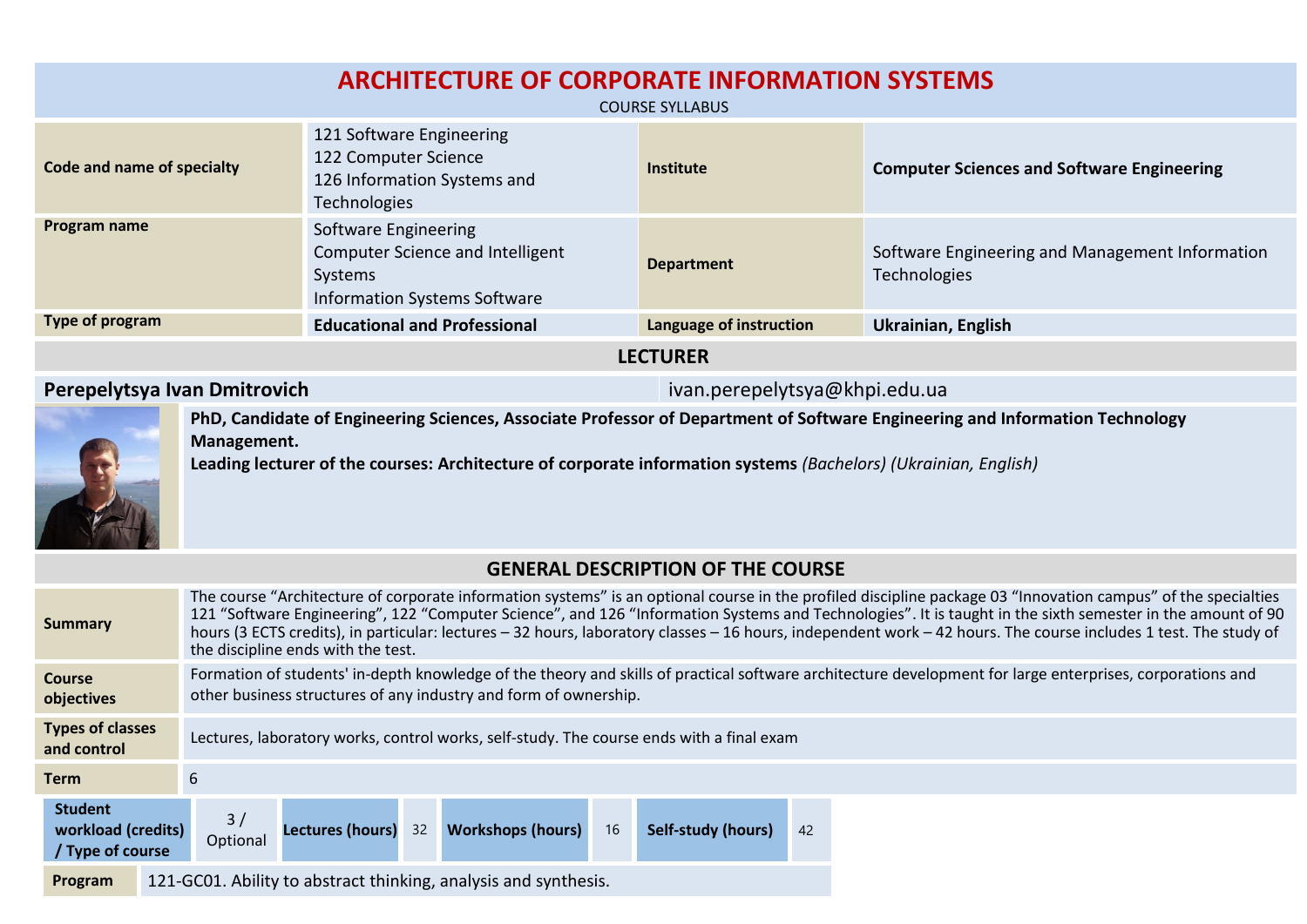# ARCHITECTURE OF CORPORATE INFORMATION SYSTEMS

COURSE SYLLABUS

| | | | |
|---|---|---|---|
| **Code and name of specialty** | 121 Software Engineering<br>122 Computer Science<br>126 Information Systems and Technologies | **Institute** | **Computer Sciences and Software Engineering** |
| **Program name** | Software Engineering<br>Computer Science and Intelligent Systems<br>Information Systems Software | **Department** | Software Engineering and Management Information Technologies |
| **Type of program** | **Educational and Professional** | **Language of instruction** | **Ukrainian, English** |

## LECTURER

**Perepelytsya Ivan Dmitrovich** ivan.perepelytsya@khpi.edu.ua

**PhD, Candidate of Engineering Sciences, Associate Professor of Department of Software Engineering and Information Technology Management.**
**Leading lecturer of the courses: Architecture of corporate information systems** *(Bachelors) (Ukrainian, English)*

## GENERAL DESCRIPTION OF THE COURSE

| | |
|---|---|
| **Summary** | The course "Architecture of corporate information systems" is an optional course in the profiled discipline package 03 "Innovation campus" of the specialties 121 "Software Engineering", 122 "Computer Science", and 126 "Information Systems and Technologies". It is taught in the sixth semester in the amount of 90 hours (3 ECTS credits), in particular: lectures – 32 hours, laboratory classes – 16 hours, independent work – 42 hours. The course includes 1 test. The study of the discipline ends with the test. |
| **Course objectives** | Formation of students' in-depth knowledge of the theory and skills of practical software architecture development for large enterprises, corporations and other business structures of any industry and form of ownership. |
| **Types of classes and control** | Lectures, laboratory works, control works, self-study. The course ends with a final exam |
| **Term** | 6 |

| **Student workload (credits) / Type of course** | 3 / Optional | **Lectures (hours)** | 32 | **Workshops (hours)** | 16 | **Self-study (hours)** | 42 |
|---|---|---|---|---|---|---|---|

| **Program** | 121-GC01. Ability to abstract thinking, analysis and synthesis. |
|---|---|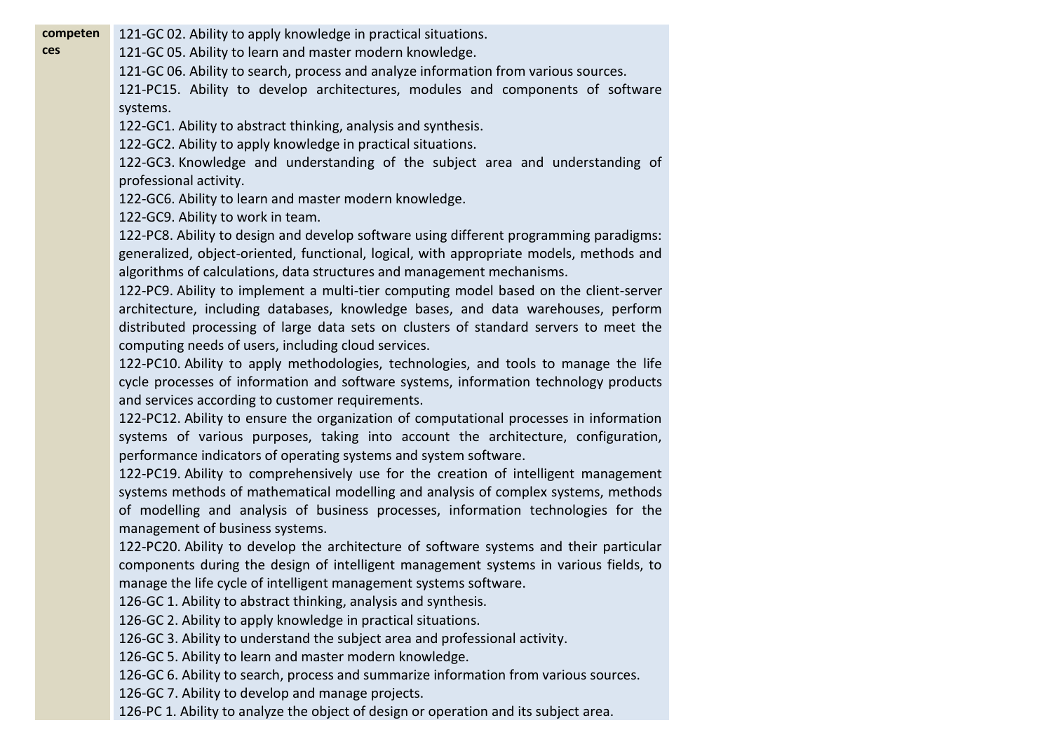| competences | 121-GC 02. Ability to apply knowledge in practical situations.<br>121-GC 05. Ability to learn and master modern knowledge.<br>121-GC 06. Ability to search, process and analyze information from various sources.<br>121-PC15. Ability to develop architectures, modules and components of software systems.<br>122-GC1. Ability to abstract thinking, analysis and synthesis.<br>122-GC2. Ability to apply knowledge in practical situations.<br>122-GC3. Knowledge and understanding of the subject area and understanding of professional activity.<br>122-GC6. Ability to learn and master modern knowledge.<br>122-GC9. Ability to work in team.<br>122-PC8. Ability to design and develop software using different programming paradigms: generalized, object-oriented, functional, logical, with appropriate models, methods and algorithms of calculations, data structures and management mechanisms.<br>122-PC9. Ability to implement a multi-tier computing model based on the client-server architecture, including databases, knowledge bases, and data warehouses, perform distributed processing of large data sets on clusters of standard servers to meet the computing needs of users, including cloud services.<br>122-PC10. Ability to apply methodologies, technologies, and tools to manage the life cycle processes of information and software systems, information technology products and services according to customer requirements.<br>122-PC12. Ability to ensure the organization of computational processes in information systems of various purposes, taking into account the architecture, configuration, performance indicators of operating systems and system software.<br>122-PC19. Ability to comprehensively use for the creation of intelligent management systems methods of mathematical modelling and analysis of complex systems, methods of modelling and analysis of business processes, information technologies for the management of business systems.<br>122-PC20. Ability to develop the architecture of software systems and their particular components during the design of intelligent management systems in various fields, to manage the life cycle of intelligent management systems software.<br>126-GC 1. Ability to abstract thinking, analysis and synthesis.<br>126-GC 2. Ability to apply knowledge in practical situations.<br>126-GC 3. Ability to understand the subject area and professional activity.<br>126-GC 5. Ability to learn and master modern knowledge.<br>126-GC 6. Ability to search, process and summarize information from various sources.<br>126-GC 7. Ability to develop and manage projects.<br>126-PC 1. Ability to analyze the object of design or operation and its subject area. |
|---|---|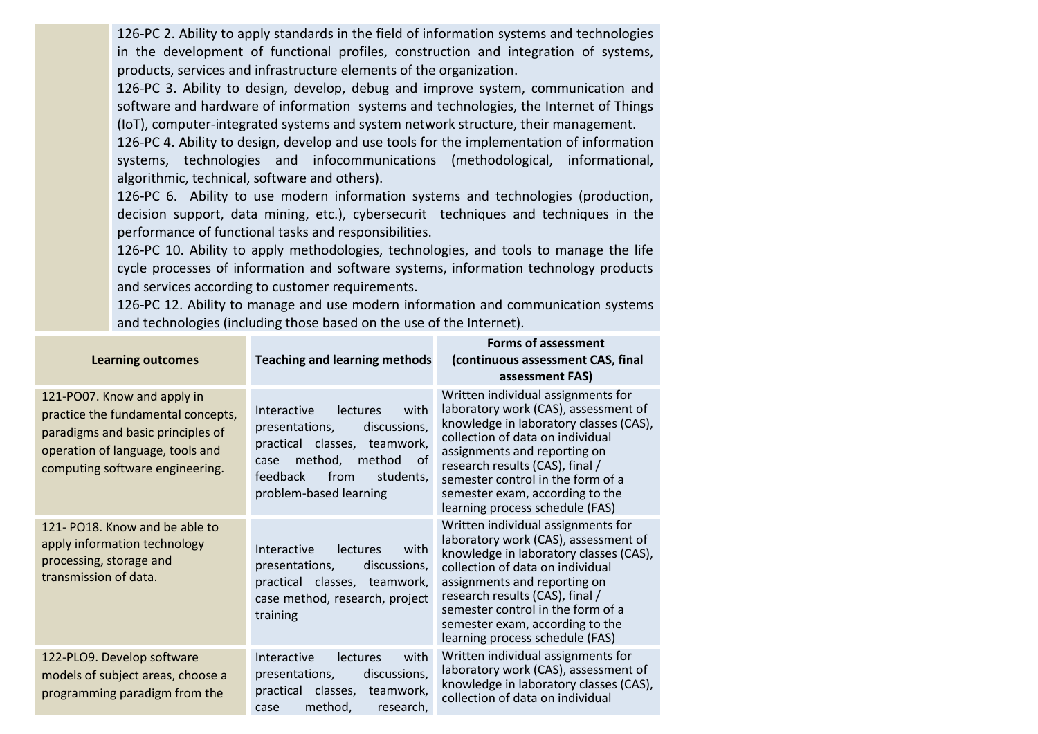| | |
|---|---|
| | 126-PC 2. Ability to apply standards in the field of information systems and technologies in the development of functional profiles, construction and integration of systems, products, services and infrastructure elements of the organization.<br>126-PC 3. Ability to design, develop, debug and improve system, communication and software and hardware of information systems and technologies, the Internet of Things (IoT), computer-integrated systems and system network structure, their management.<br>126-PC 4. Ability to design, develop and use tools for the implementation of information systems, technologies and infocommunications (methodological, informational, algorithmic, technical, software and others).<br>126-PC 6. Ability to use modern information systems and technologies (production, decision support, data mining, etc.), cybersecurit techniques and techniques in the performance of functional tasks and responsibilities.<br>126-PC 10. Ability to apply methodologies, technologies, and tools to manage the life cycle processes of information and software systems, information technology products and services according to customer requirements.<br>126-PC 12. Ability to manage and use modern information and communication systems and technologies (including those based on the use of the Internet). |

| **Learning outcomes** | **Teaching and learning methods** | **Forms of assessment (continuous assessment CAS, final assessment FAS)** |
|---|---|---|
| 121-PO07. Know and apply in practice the fundamental concepts, paradigms and basic principles of operation of language, tools and computing software engineering. | Interactive lectures with presentations, discussions, practical classes, teamwork, case method, method of feedback from students, problem-based learning | Written individual assignments for laboratory work (CAS), assessment of knowledge in laboratory classes (CAS), collection of data on individual assignments and reporting on research results (CAS), final / semester control in the form of a semester exam, according to the learning process schedule (FAS) |
| 121- PO18. Know and be able to apply information technology processing, storage and transmission of data. | Interactive lectures with presentations, discussions, practical classes, teamwork, case method, research, project training | Written individual assignments for laboratory work (CAS), assessment of knowledge in laboratory classes (CAS), collection of data on individual assignments and reporting on research results (CAS), final / semester control in the form of a semester exam, according to the learning process schedule (FAS) |
| 122-PLO9. Develop software models of subject areas, choose a programming paradigm from the | Interactive lectures with presentations, discussions, practical classes, teamwork, case method, research, | Written individual assignments for laboratory work (CAS), assessment of knowledge in laboratory classes (CAS), collection of data on individual |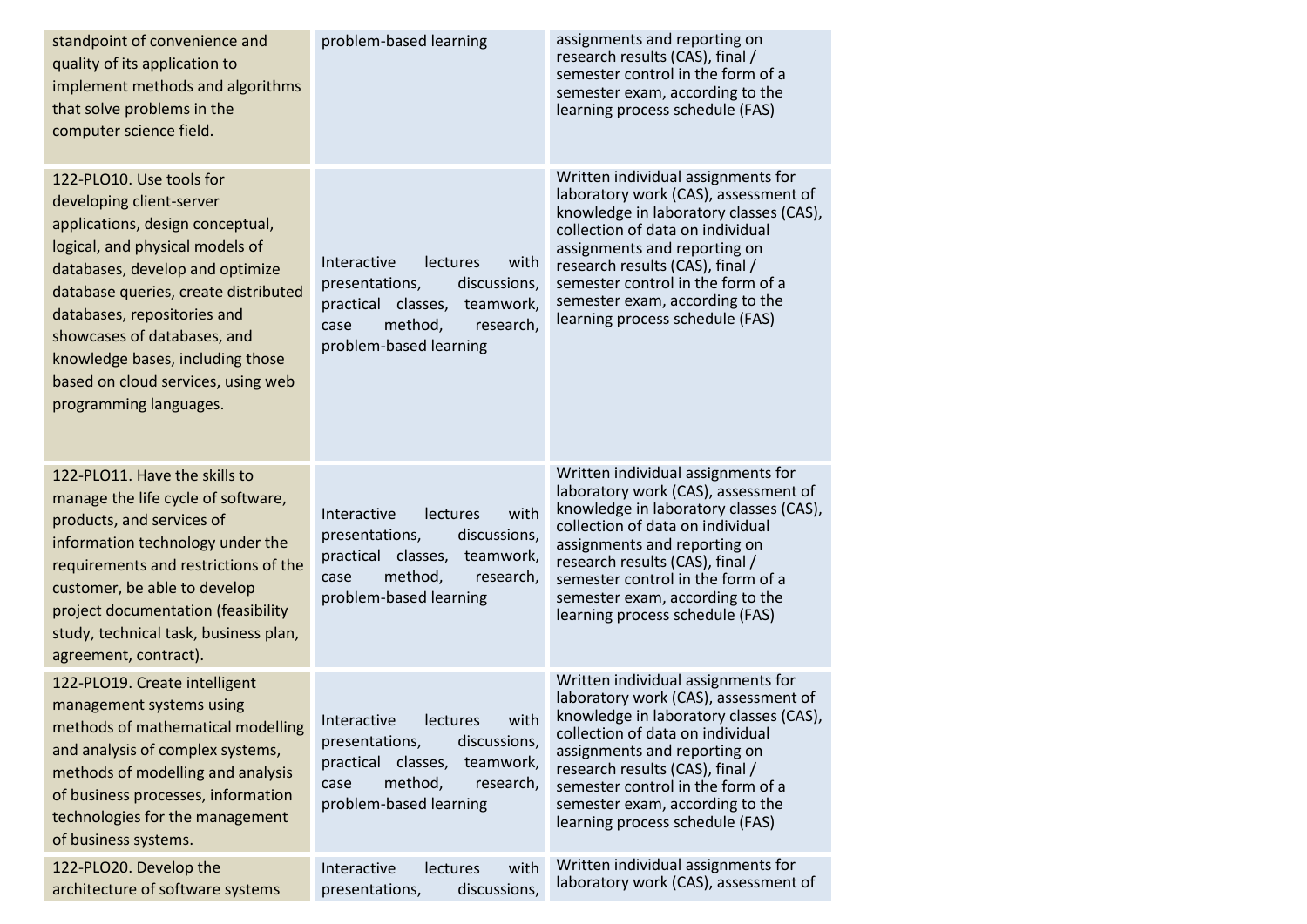| | | |
|---|---|---|
| standpoint of convenience and quality of its application to implement methods and algorithms that solve problems in the computer science field. | problem-based learning | assignments and reporting on research results (CAS), final / semester control in the form of a semester exam, according to the learning process schedule (FAS) |
| 122-PLO10. Use tools for developing client-server applications, design conceptual, logical, and physical models of databases, develop and optimize database queries, create distributed databases, repositories and showcases of databases, and knowledge bases, including those based on cloud services, using web programming languages. | Interactive lectures with presentations, discussions, practical classes, teamwork, case method, research, problem-based learning | Written individual assignments for laboratory work (CAS), assessment of knowledge in laboratory classes (CAS), collection of data on individual assignments and reporting on research results (CAS), final / semester control in the form of a semester exam, according to the learning process schedule (FAS) |
| 122-PLO11. Have the skills to manage the life cycle of software, products, and services of information technology under the requirements and restrictions of the customer, be able to develop project documentation (feasibility study, technical task, business plan, agreement, contract). | Interactive lectures with presentations, discussions, practical classes, teamwork, case method, research, problem-based learning | Written individual assignments for laboratory work (CAS), assessment of knowledge in laboratory classes (CAS), collection of data on individual assignments and reporting on research results (CAS), final / semester control in the form of a semester exam, according to the learning process schedule (FAS) |
| 122-PLO19. Create intelligent management systems using methods of mathematical modelling and analysis of complex systems, methods of modelling and analysis of business processes, information technologies for the management of business systems. | Interactive lectures with presentations, discussions, practical classes, teamwork, case method, research, problem-based learning | Written individual assignments for laboratory work (CAS), assessment of knowledge in laboratory classes (CAS), collection of data on individual assignments and reporting on research results (CAS), final / semester control in the form of a semester exam, according to the learning process schedule (FAS) |
| 122-PLO20. Develop the architecture of software systems | Interactive lectures with presentations, discussions, | Written individual assignments for laboratory work (CAS), assessment of |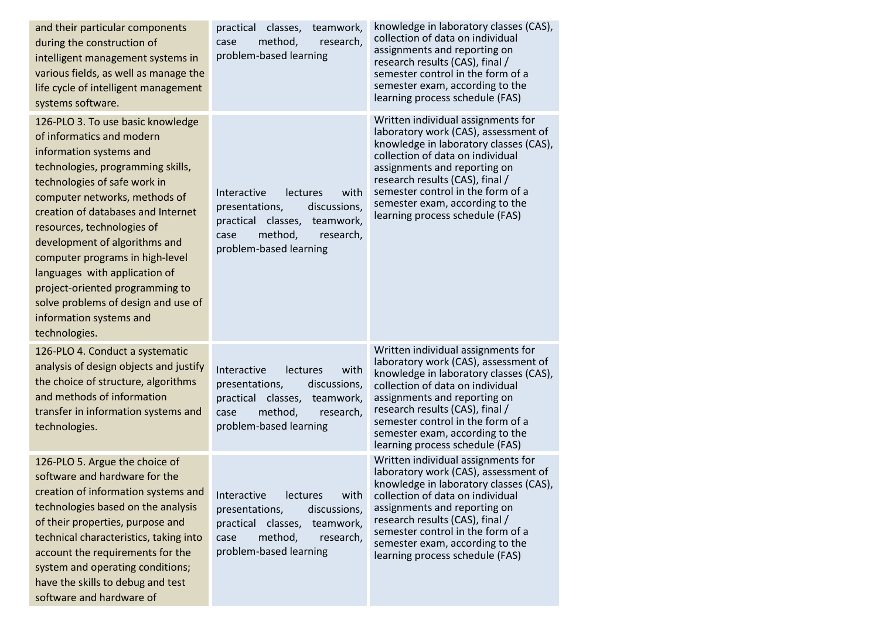| | | |
|---|---|---|
| and their particular components during the construction of intelligent management systems in various fields, as well as manage the life cycle of intelligent management systems software. | practical classes, teamwork, case method, research, problem-based learning | knowledge in laboratory classes (CAS), collection of data on individual assignments and reporting on research results (CAS), final / semester control in the form of a semester exam, according to the learning process schedule (FAS) |
| 126-PLO 3. To use basic knowledge of informatics and modern information systems and technologies, programming skills, technologies of safe work in computer networks, methods of creation of databases and Internet resources, technologies of development of algorithms and computer programs in high-level languages with application of project-oriented programming to solve problems of design and use of information systems and technologies. | Interactive lectures with presentations, discussions, practical classes, teamwork, case method, research, problem-based learning | Written individual assignments for laboratory work (CAS), assessment of knowledge in laboratory classes (CAS), collection of data on individual assignments and reporting on research results (CAS), final / semester control in the form of a semester exam, according to the learning process schedule (FAS) |
| 126-PLO 4. Conduct a systematic analysis of design objects and justify the choice of structure, algorithms and methods of information transfer in information systems and technologies. | Interactive lectures with presentations, discussions, practical classes, teamwork, case method, research, problem-based learning | Written individual assignments for laboratory work (CAS), assessment of knowledge in laboratory classes (CAS), collection of data on individual assignments and reporting on research results (CAS), final / semester control in the form of a semester exam, according to the learning process schedule (FAS) |
| 126-PLO 5. Argue the choice of software and hardware for the creation of information systems and technologies based on the analysis of their properties, purpose and technical characteristics, taking into account the requirements for the system and operating conditions; have the skills to debug and test software and hardware of | Interactive lectures with presentations, discussions, practical classes, teamwork, case method, research, problem-based learning | Written individual assignments for laboratory work (CAS), assessment of knowledge in laboratory classes (CAS), collection of data on individual assignments and reporting on research results (CAS), final / semester control in the form of a semester exam, according to the learning process schedule (FAS) |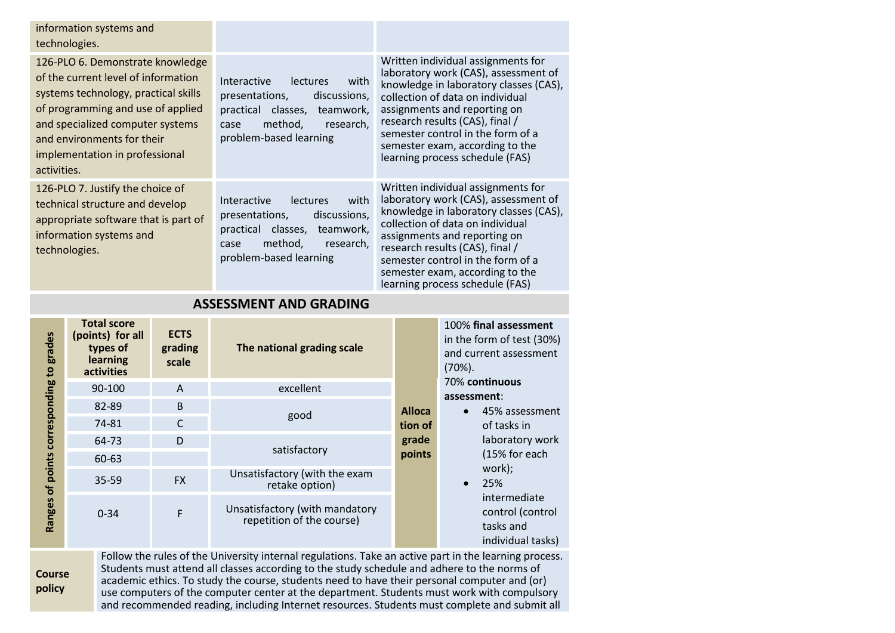| | | |
|---|---|---|
| information systems and technologies. | | |
| 126-PLO 6. Demonstrate knowledge of the current level of information systems technology, practical skills of programming and use of applied and specialized computer systems and environments for their implementation in professional activities. | Interactive lectures with presentations, discussions, practical classes, teamwork, case method, research, problem-based learning | Written individual assignments for laboratory work (CAS), assessment of knowledge in laboratory classes (CAS), collection of data on individual assignments and reporting on research results (CAS), final / semester control in the form of a semester exam, according to the learning process schedule (FAS) |
| 126-PLO 7. Justify the choice of technical structure and develop appropriate software that is part of information systems and technologies. | Interactive lectures with presentations, discussions, practical classes, teamwork, case method, research, problem-based learning | Written individual assignments for laboratory work (CAS), assessment of knowledge in laboratory classes (CAS), collection of data on individual assignments and reporting on research results (CAS), final / semester control in the form of a semester exam, according to the learning process schedule (FAS) |

## ASSESSMENT AND GRADING

| Ranges of points corresponding to grades | Total score (points) for all types of learning activities | ECTS grading scale | The national grading scale | Allocation of grade points | |
|---|---|---|---|---|---|
| | 90-100 | A | excellent | | 100% **final assessment** in the form of test (30%) and current assessment (70%). |
| | 82-89 | B | good | | 70% **continuous assessment**: |
| | 74-81 | C | good | | • 45% assessment of tasks in laboratory work (15% for each work); |
| | 64-73 | D | satisfactory | | • 25% intermediate control (control tasks and individual tasks) |
| | 60-63 | | satisfactory | | |
| | 35-59 | FX | Unsatisfactory (with the exam retake option) | | |
| | 0-34 | F | Unsatisfactory (with mandatory repetition of the course) | | |

| | |
|---|---|
| **Course policy** | Follow the rules of the University internal regulations. Take an active part in the learning process. Students must attend all classes according to the study schedule and adhere to the norms of academic ethics. To study the course, students need to have their personal computer and (or) use computers of the computer center at the department. Students must work with compulsory and recommended reading, including Internet resources. Students must complete and submit all |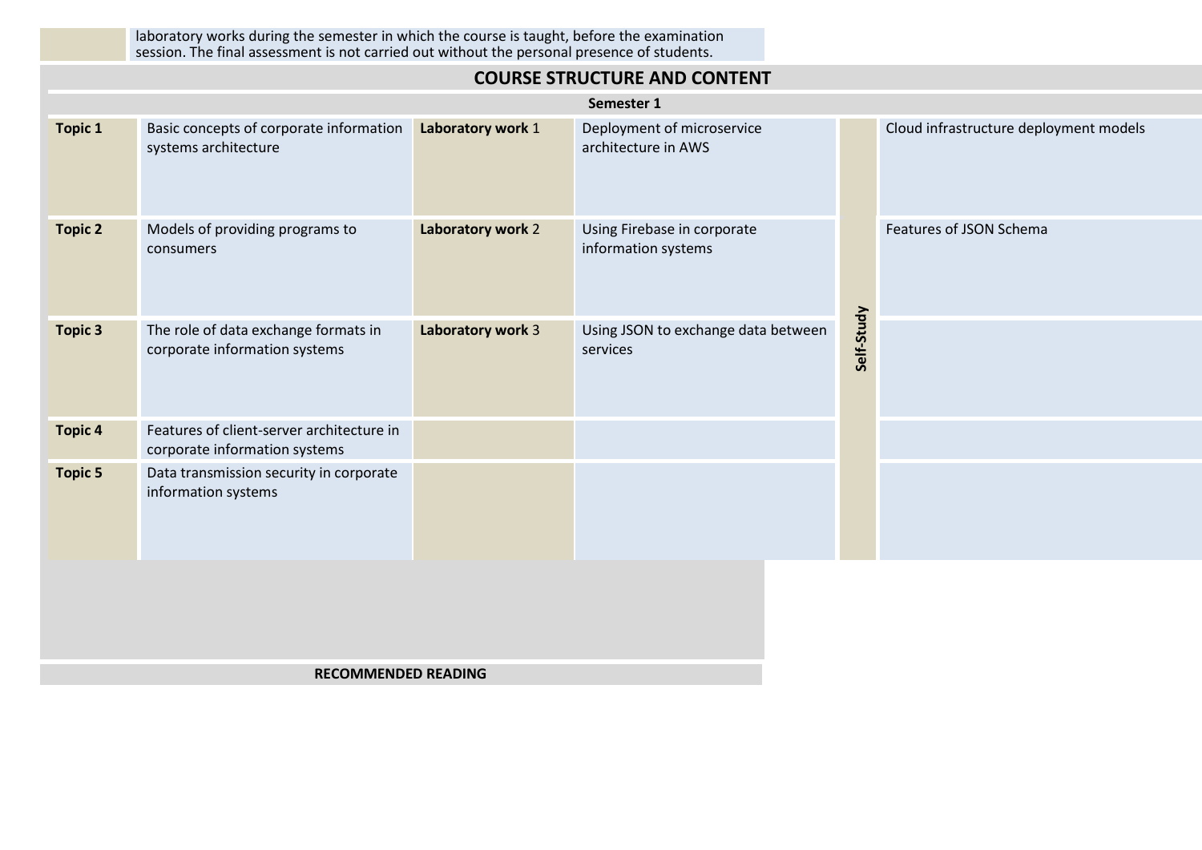| | laboratory works during the semester in which the course is taught, before the examination session. The final assessment is not carried out without the personal presence of students. |
|---|---|

## COURSE STRUCTURE AND CONTENT

**Semester 1**

| | | | | | |
|---|---|---|---|---|---|
| **Topic 1** | Basic concepts of corporate information systems architecture | **Laboratory work** 1 | Deployment of microservice architecture in AWS | **Self-Study** | Cloud infrastructure deployment models |
| **Topic 2** | Models of providing programs to consumers | **Laboratory work** 2 | Using Firebase in corporate information systems | | Features of JSON Schema |
| **Topic 3** | The role of data exchange formats in corporate information systems | **Laboratory work** 3 | Using JSON to exchange data between services | | |
| **Topic 4** | Features of client-server architecture in corporate information systems | | | | |
| **Topic 5** | Data transmission security in corporate information systems | | | | |

**RECOMMENDED READING**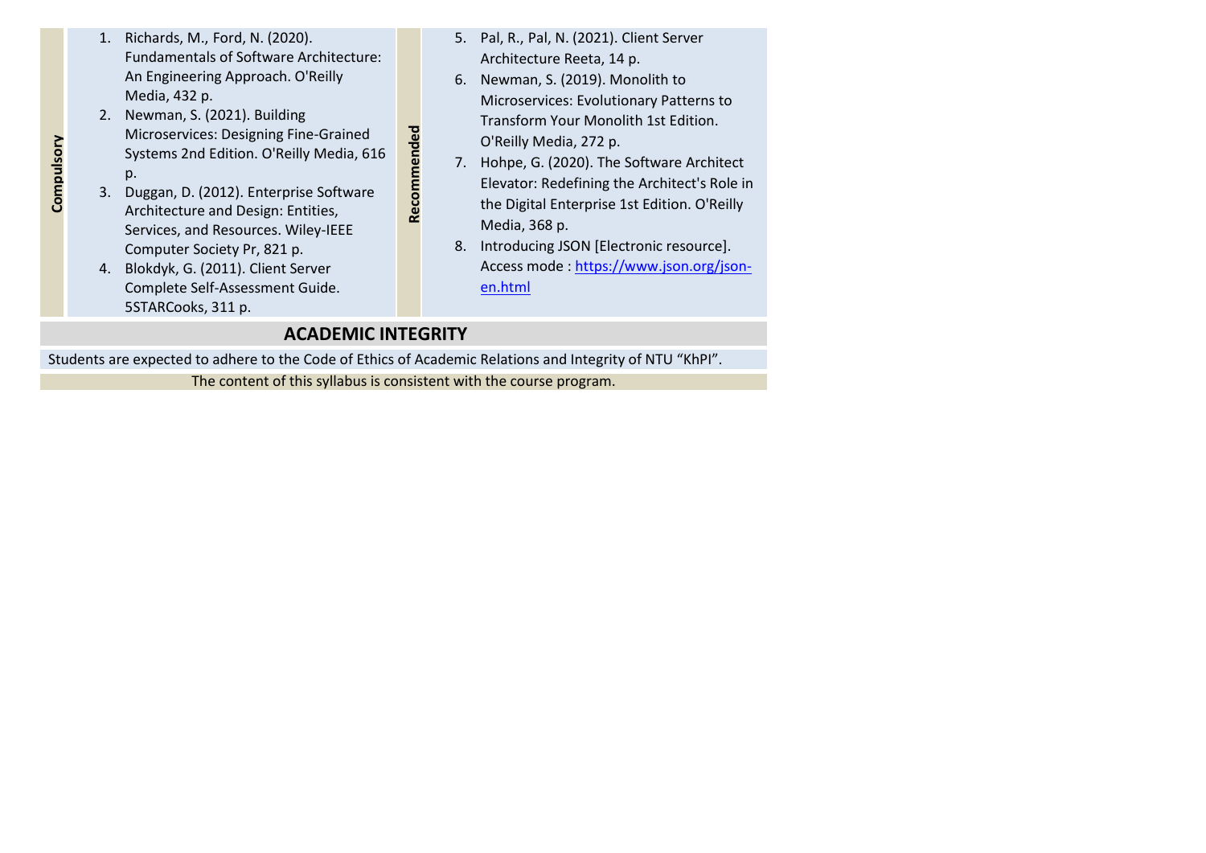**Compulsory**

1. Richards, M., Ford, N. (2020). Fundamentals of Software Architecture: An Engineering Approach. O'Reilly Media, 432 p.
2. Newman, S. (2021). Building Microservices: Designing Fine-Grained Systems 2nd Edition. O'Reilly Media, 616 p.
3. Duggan, D. (2012). Enterprise Software Architecture and Design: Entities, Services, and Resources. Wiley-IEEE Computer Society Pr, 821 p.
4. Blokdyk, G. (2011). Client Server Complete Self-Assessment Guide. 5STARCooks, 311 p.

**Recommended**

5. Pal, R., Pal, N. (2021). Client Server Architecture Reeta, 14 p.
6. Newman, S. (2019). Monolith to Microservices: Evolutionary Patterns to Transform Your Monolith 1st Edition. O'Reilly Media, 272 p.
7. Hohpe, G. (2020). The Software Architect Elevator: Redefining the Architect's Role in the Digital Enterprise 1st Edition. O'Reilly Media, 368 p.
8. Introducing JSON [Electronic resource]. Access mode : https://www.json.org/json-en.html

## ACADEMIC INTEGRITY

Students are expected to adhere to the Code of Ethics of Academic Relations and Integrity of NTU “KhPI”.

The content of this syllabus is consistent with the course program.